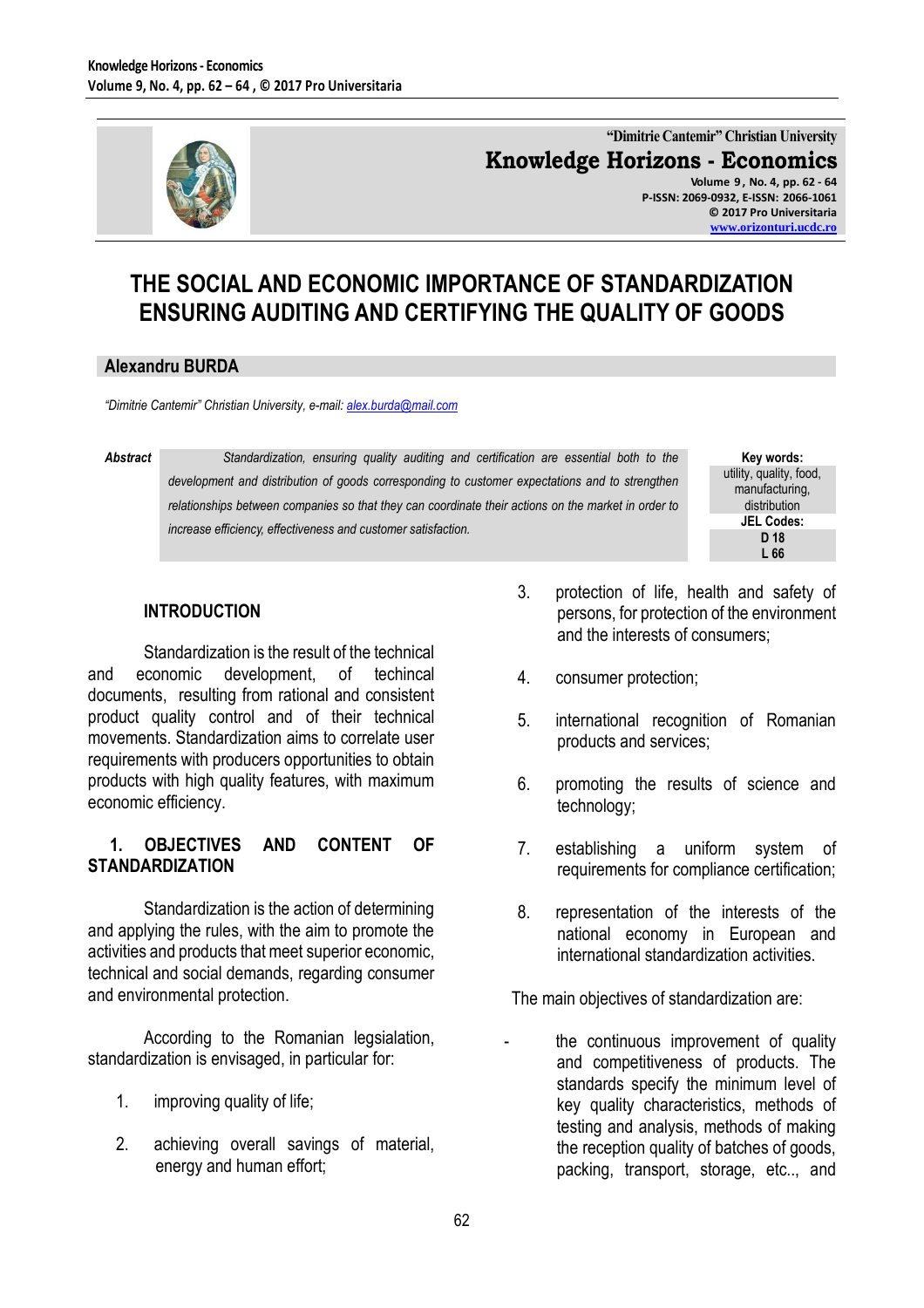# THE SOCIAL AND ECONOMIC IMPORTANCE OF STANDARDIZATION ENSURING AUDITING AND CERTIFYING THE QUALITY OF GOODS

**Alexandru BURDA**

*"Dimitrie Cantemir" Christian University, e-mail: alex.burda@mail.com*

***Abstract*** *Standardization, ensuring quality auditing and certification are essential both to the development and distribution of goods corresponding to customer expectations and to strengthen relationships between companies so that they can coordinate their actions on the market in order to increase efficiency, effectiveness and customer satisfaction.*

**Key words:** utility, quality, food, manufacturing, distribution

**JEL Codes:** D 18, L 66

## INTRODUCTION

Standardization is the result of the technical and economic development, of techincal documents, resulting from rational and consistent product quality control and of their technical movements. Standardization aims to correlate user requirements with producers opportunities to obtain products with high quality features, with maximum economic efficiency.

## 1. OBJECTIVES AND CONTENT OF STANDARDIZATION

Standardization is the action of determining and applying the rules, with the aim to promote the activities and products that meet superior economic, technical and social demands, regarding consumer and environmental protection.

According to the Romanian legsialation, standardization is envisaged, in particular for:

1. improving quality of life;
2. achieving overall savings of material, energy and human effort;
3. protection of life, health and safety of persons, for protection of the environment and the interests of consumers;
4. consumer protection;
5. international recognition of Romanian products and services;
6. promoting the results of science and technology;
7. establishing a uniform system of requirements for compliance certification;
8. representation of the interests of the national economy in European and international standardization activities.

The main objectives of standardization are:

- the continuous improvement of quality and competitiveness of products. The standards specify the minimum level of key quality characteristics, methods of testing and analysis, methods of making the reception quality of batches of goods, packing, transport, storage, etc.., and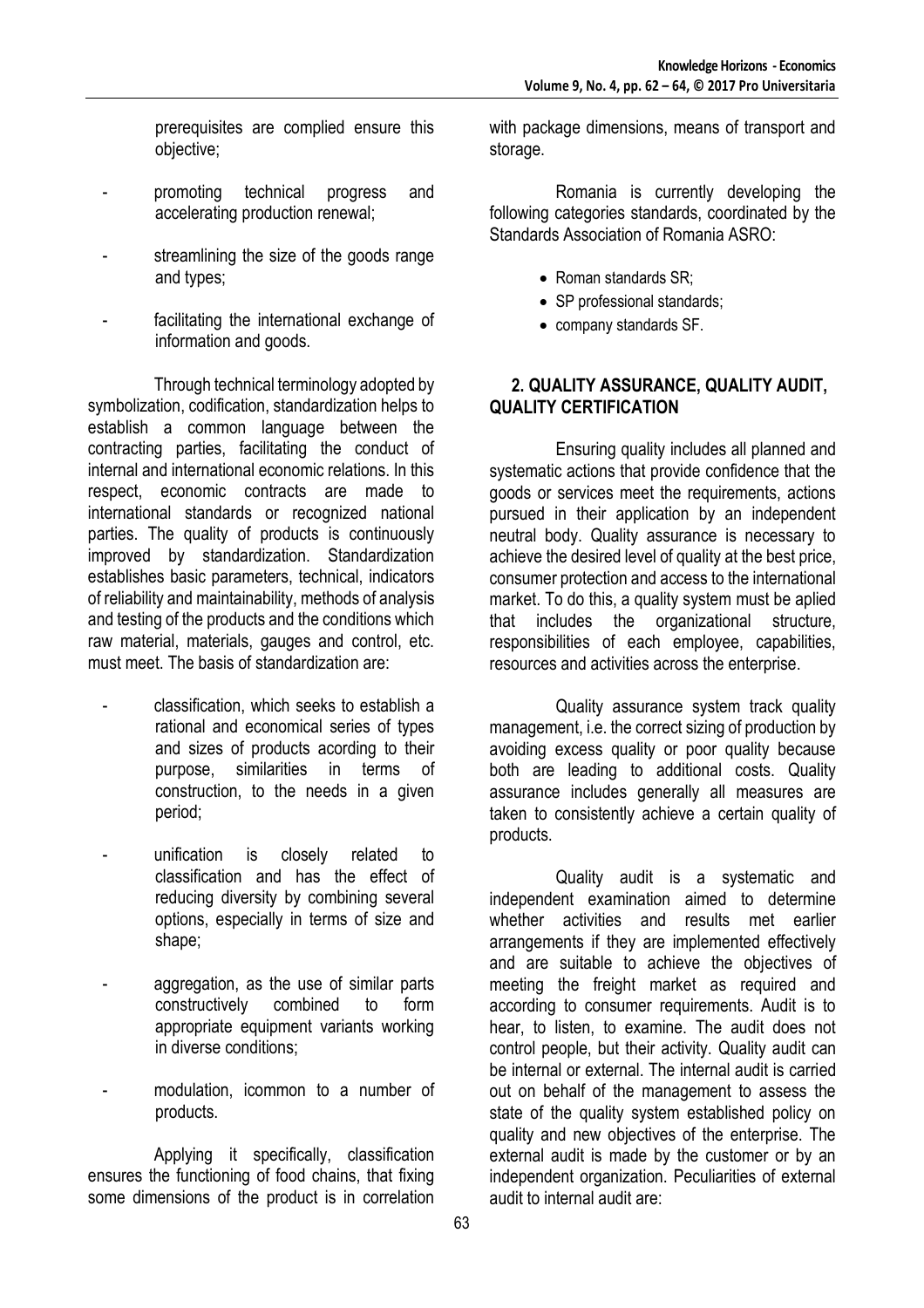prerequisites are complied ensure this objective;

- promoting technical progress and accelerating production renewal;
- streamlining the size of the goods range and types;
- facilitating the international exchange of information and goods.

Through technical terminology adopted by symbolization, codification, standardization helps to establish a common language between the contracting parties, facilitating the conduct of internal and international economic relations. In this respect, economic contracts are made to international standards or recognized national parties. The quality of products is continuously improved by standardization. Standardization establishes basic parameters, technical, indicators of reliability and maintainability, methods of analysis and testing of the products and the conditions which raw material, materials, gauges and control, etc. must meet. The basis of standardization are:

- classification, which seeks to establish a rational and economical series of types and sizes of products acording to their purpose, similarities in terms of construction, to the needs in a given period;
- unification is closely related to classification and has the effect of reducing diversity by combining several options, especially in terms of size and shape;
- aggregation, as the use of similar parts constructively combined to form appropriate equipment variants working in diverse conditions;
- modulation, icommon to a number of products.

Applying it specifically, classification ensures the functioning of food chains, that fixing some dimensions of the product is in correlation with package dimensions, means of transport and storage.

Romania is currently developing the following categories standards, coordinated by the Standards Association of Romania ASRO:

- Roman standards SR;
- SP professional standards;
- company standards SF.

## 2. QUALITY ASSURANCE, QUALITY AUDIT, QUALITY CERTIFICATION

Ensuring quality includes all planned and systematic actions that provide confidence that the goods or services meet the requirements, actions pursued in their application by an independent neutral body. Quality assurance is necessary to achieve the desired level of quality at the best price, consumer protection and access to the international market. To do this, a quality system must be aplied that includes the organizational structure, responsibilities of each employee, capabilities, resources and activities across the enterprise.

Quality assurance system track quality management, i.e. the correct sizing of production by avoiding excess quality or poor quality because both are leading to additional costs. Quality assurance includes generally all measures are taken to consistently achieve a certain quality of products.

Quality audit is a systematic and independent examination aimed to determine whether activities and results met earlier arrangements if they are implemented effectively and are suitable to achieve the objectives of meeting the freight market as required and according to consumer requirements. Audit is to hear, to listen, to examine. The audit does not control people, but their activity. Quality audit can be internal or external. The internal audit is carried out on behalf of the management to assess the state of the quality system established policy on quality and new objectives of the enterprise. The external audit is made by the customer or by an independent organization. Peculiarities of external audit to internal audit are: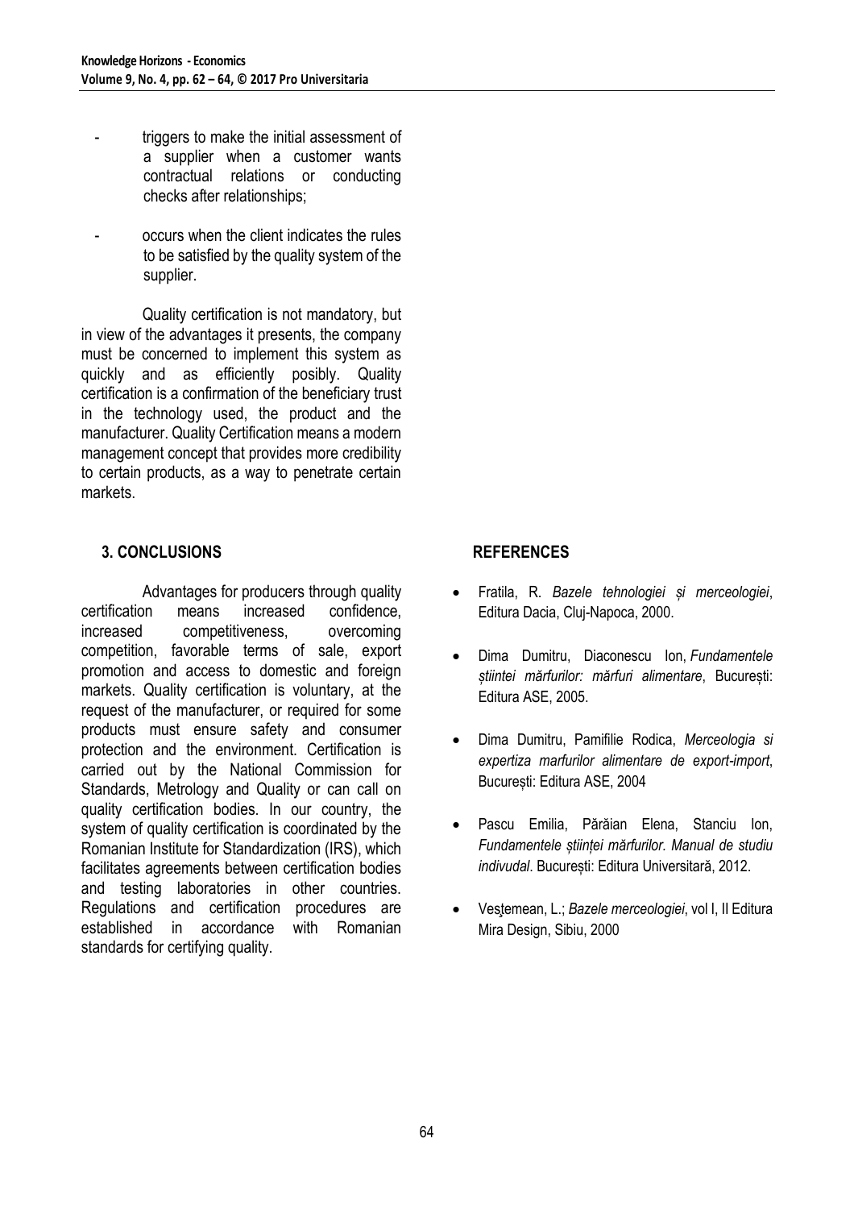- triggers to make the initial assessment of a supplier when a customer wants contractual relations or conducting checks after relationships;
- occurs when the client indicates the rules to be satisfied by the quality system of the supplier.

Quality certification is not mandatory, but in view of the advantages it presents, the company must be concerned to implement this system as quickly and as efficiently posibly. Quality certification is a confirmation of the beneficiary trust in the technology used, the product and the manufacturer. Quality Certification means a modern management concept that provides more credibility to certain products, as a way to penetrate certain markets.

## 3. CONCLUSIONS

Advantages for producers through quality certification means increased confidence, increased competitiveness, overcoming competition, favorable terms of sale, export promotion and access to domestic and foreign markets. Quality certification is voluntary, at the request of the manufacturer, or required for some products must ensure safety and consumer protection and the environment. Certification is carried out by the National Commission for Standards, Metrology and Quality or can call on quality certification bodies. In our country, the system of quality certification is coordinated by the Romanian Institute for Standardization (IRS), which facilitates agreements between certification bodies and testing laboratories in other countries. Regulations and certification procedures are established in accordance with Romanian standards for certifying quality.

## REFERENCES

- Fratila, R. *Bazele tehnologiei și merceologiei*, Editura Dacia, Cluj-Napoca, 2000.
- Dima Dumitru, Diaconescu Ion, *Fundamentele științei mărfurilor: mărfuri alimentare*, București: Editura ASE, 2005.
- Dima Dumitru, Pamifilie Rodica, *Merceologia si expertiza marfurilor alimentare de export-import*, București: Editura ASE, 2004
- Pascu Emilia, Prăian Elena, Stanciu Ion, *Fundamentele științei mărfurilor. Manual de studiu indivudal*. București: Editura Universitară, 2012.
- Veşţemean, L.; *Bazele merceologiei*, vol I, II Editura Mira Design, Sibiu, 2000